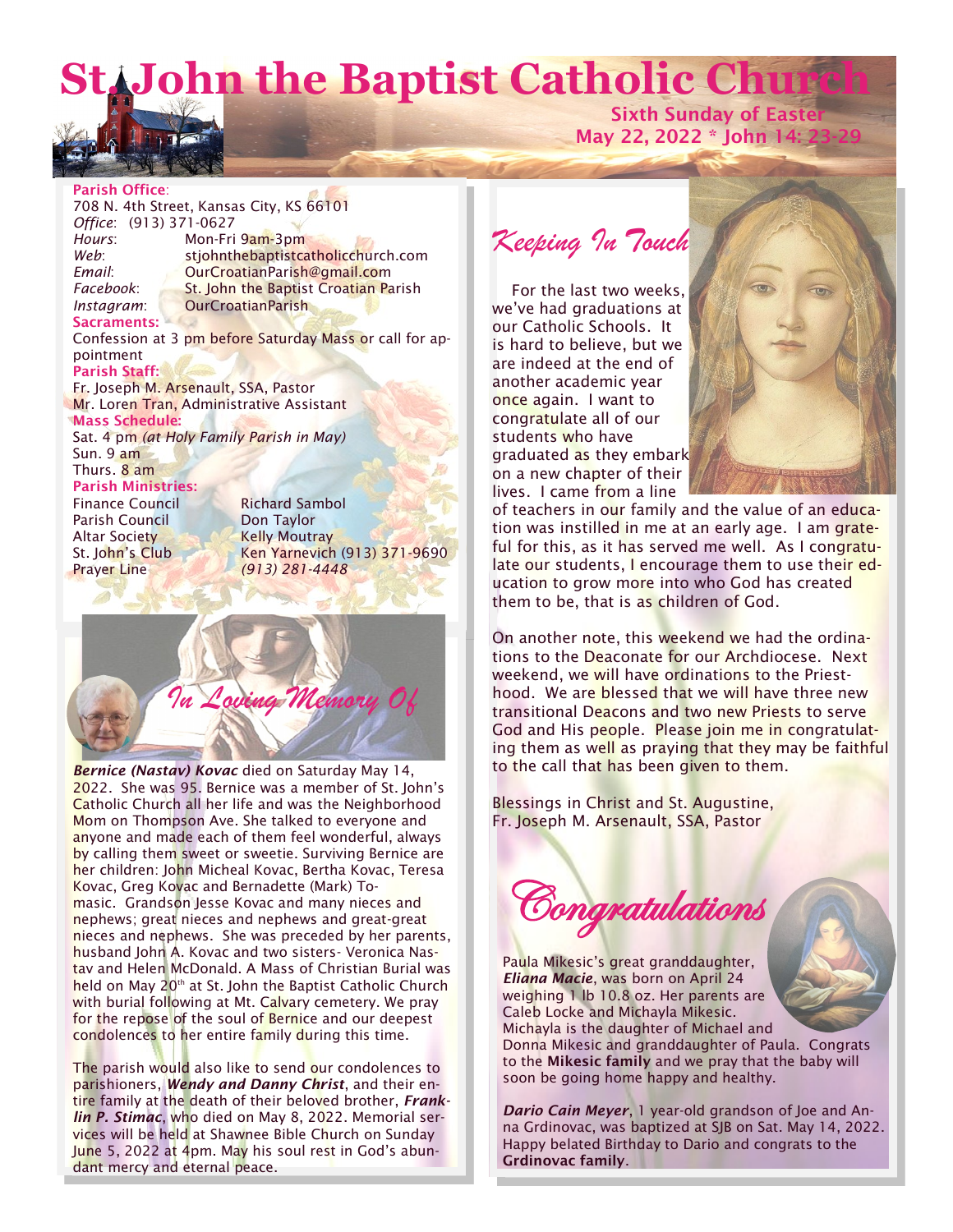# St. John the Baptist Catholic Church

**Sixth Sunday of Easter**
**May 22, 2022 * John 14: 23-29**

**Parish Office**:
708 N. 4th Street, Kansas City, KS 66101
*Office*: (913) 371-0627
*Hours*: Mon-Fri 9am-3pm
*Web*: stjohnthebaptistcatholicchurch.com
*Email*: OurCroatianParish@gmail.com
*Facebook*: St. John the Baptist Croatian Parish
*Instagram*: OurCroatianParish

**Sacraments:**
Confession at 3 pm before Saturday Mass or call for appointment

**Parish Staff:**
Fr. Joseph M. Arsenault, SSA, Pastor
Mr. Loren Tran, Administrative Assistant

**Mass Schedule:**
Sat. 4 pm *(at Holy Family Parish in May)*
Sun. 9 am
Thurs. 8 am

**Parish Ministries:**

| | |
|---|---|
| Finance Council | Richard Sambol |
| Parish Council | Don Taylor |
| Altar Society | Kelly Moutray |
| St. John's Club | Ken Yarnevich (913) 371-9690 |
| Prayer Line | *(913) 281-4448* |

## In Loving Memory Of

***Bernice (Nastav) Kovac*** died on Saturday May 14, 2022. She was 95. Bernice was a member of St. John's Catholic Church all her life and was the Neighborhood Mom on Thompson Ave. She talked to everyone and anyone and made each of them feel wonderful, always by calling them sweet or sweetie. Surviving Bernice are her children: John Micheal Kovac, Bertha Kovac, Teresa Kovac, Greg Kovac and Bernadette (Mark) Tomasic. Grandson Jesse Kovac and many nieces and nephews; great nieces and nephews and great-great nieces and nephews. She was preceded by her parents, husband John A. Kovac and two sisters- Veronica Nastav and Helen McDonald. A Mass of Christian Burial was held on May 20th at St. John the Baptist Catholic Church with burial following at Mt. Calvary cemetery. We pray for the repose of the soul of Bernice and our deepest condolences to her entire family during this time.

The parish would also like to send our condolences to parishioners, ***Wendy and Danny Christ***, and their entire family at the death of their beloved brother, ***Franklin P. Stimac***, who died on May 8, 2022. Memorial services will be held at Shawnee Bible Church on Sunday June 5, 2022 at 4pm. May his soul rest in God's abundant mercy and eternal peace.

## Keeping In Touch

For the last two weeks, we've had graduations at our Catholic Schools. It is hard to believe, but we are indeed at the end of another academic year once again. I want to congratulate all of our students who have graduated as they embark on a new chapter of their lives. I came from a line of teachers in our family and the value of an education was instilled in me at an early age. I am grateful for this, as it has served me well. As I congratulate our students, I encourage them to use their education to grow more into who God has created them to be, that is as children of God.

On another note, this weekend we had the ordinations to the Deaconate for our Archdiocese. Next weekend, we will have ordinations to the Priesthood. We are blessed that we will have three new transitional Deacons and two new Priests to serve God and His people. Please join me in congratulating them as well as praying that they may be faithful to the call that has been given to them.

Blessings in Christ and St. Augustine,
Fr. Joseph M. Arsenault, SSA, Pastor

## Congratulations

Paula Mikesic's great granddaughter, ***Eliana Macie***, was born on April 24 weighing 1 lb 10.8 oz. Her parents are Caleb Locke and Michayla Mikesic. Michayla is the daughter of Michael and Donna Mikesic and granddaughter of Paula. Congrats to the **Mikesic family** and we pray that the baby will soon be going home happy and healthy.

***Dario Cain Meyer***, 1 year-old grandson of Joe and Anna Grdinovac, was baptized at SJB on Sat. May 14, 2022. Happy belated Birthday to Dario and congrats to the **Grdinovac family**.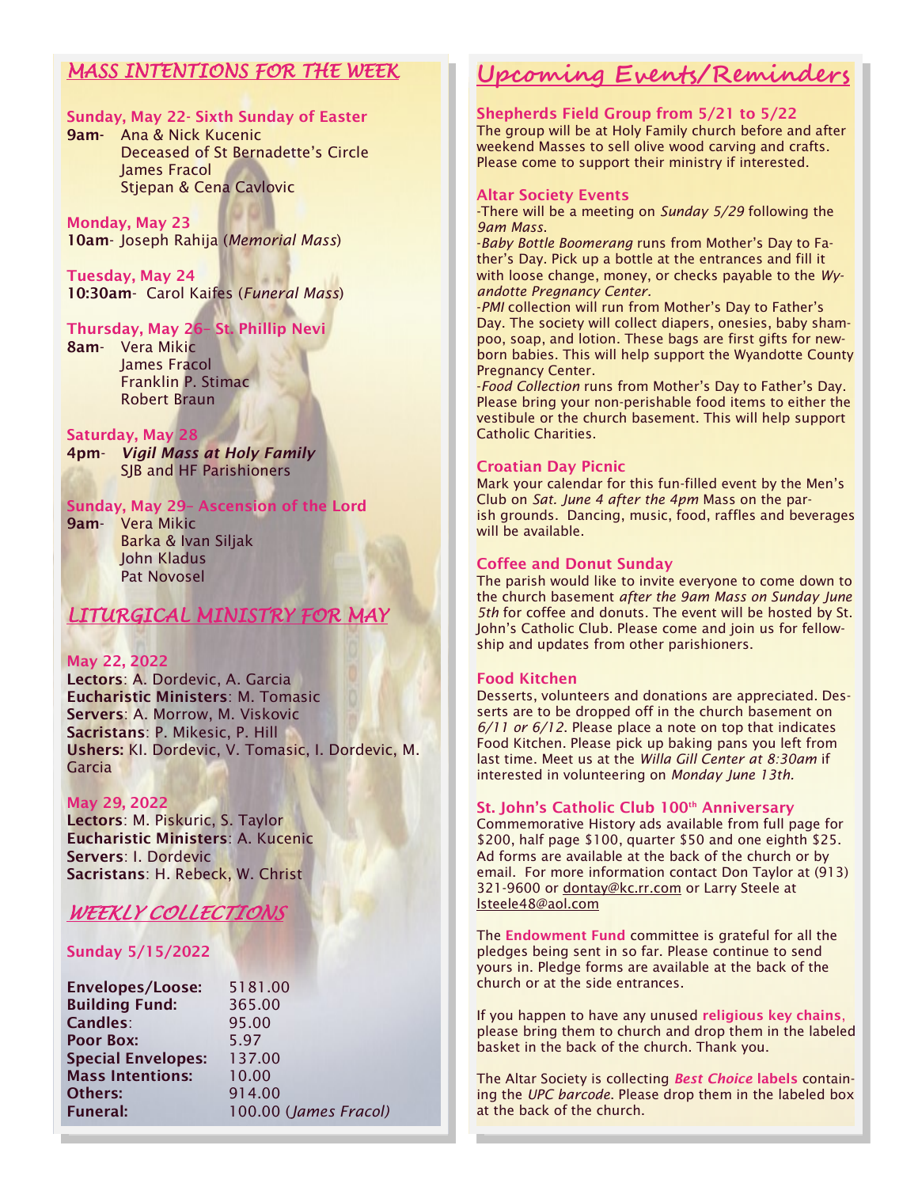## *MASS INTENTIONS FOR THE WEEK*

**Sunday, May 22- Sixth Sunday of Easter**

**9am**- Ana & Nick Kucenic
Deceased of St Bernadette's Circle
James Fracol
Stjepan & Cena Cavlovic

**Monday, May 23**

**10am**- Joseph Rahija (*Memorial Mass*)

**Tuesday, May 24**

**10:30am**- Carol Kaifes (*Funeral Mass*)

**Thursday, May 26– St. Phillip Nevi**

**8am**- Vera Mikic
James Fracol
Franklin P. Stimac
Robert Braun

**Saturday, May 28**

**4pm**- ***Vigil Mass at Holy Family***
SJB and HF Parishioners

**Sunday, May 29– Ascension of the Lord**

**9am**- Vera Mikic
Barka & Ivan Siljak
John Kladus
Pat Novosel

## *LITURGICAL MINISTRY FOR MAY*

**May 22, 2022**

**Lectors**: A. Dordevic, A. Garcia
**Eucharistic Ministers**: M. Tomasic
**Servers**: A. Morrow, M. Viskovic
**Sacristans**: P. Mikesic, P. Hill
**Ushers:** Kl. Dordevic, V. Tomasic, I. Dordevic, M. Garcia

**May 29, 2022**

**Lectors**: M. Piskuric, S. Taylor
**Eucharistic Ministers**: A. Kucenic
**Servers**: I. Dordevic
**Sacristans**: H. Rebeck, W. Christ

## *WEEKLY COLLECTIONS*

**Sunday 5/15/2022**

| | |
|---|---|
| **Envelopes/Loose:** | 5181.00 |
| **Building Fund:** | 365.00 |
| **Candles**: | 95.00 |
| **Poor Box:** | 5.97 |
| **Special Envelopes:** | 137.00 |
| **Mass Intentions:** | 10.00 |
| **Others:** | 914.00 |
| **Funeral:** | 100.00 (*James Fracol)* |

## Upcoming Events/Reminders

**Shepherds Field Group from 5/21 to 5/22**

The group will be at Holy Family church before and after weekend Masses to sell olive wood carving and crafts. Please come to support their ministry if interested.

**Altar Society Events**

-There will be a meeting on *Sunday 5/29* following the *9am Mass.*

-*Baby Bottle Boomerang* runs from Mother's Day to Father's Day. Pick up a bottle at the entrances and fill it with loose change, money, or checks payable to the *Wyandotte Pregnancy Center*.

-*PMI* collection will run from Mother's Day to Father's Day. The society will collect diapers, onesies, baby shampoo, soap, and lotion. These bags are first gifts for newborn babies. This will help support the Wyandotte County Pregnancy Center.

-*Food Collection* runs from Mother's Day to Father's Day. Please bring your non-perishable food items to either the vestibule or the church basement. This will help support Catholic Charities.

**Croatian Day Picnic**

Mark your calendar for this fun-filled event by the Men's Club on *Sat. June 4 after the 4pm* Mass on the parish grounds. Dancing, music, food, raffles and beverages will be available.

**Coffee and Donut Sunday**

The parish would like to invite everyone to come down to the church basement *after the 9am Mass on Sunday June 5th* for coffee and donuts. The event will be hosted by St. John's Catholic Club. Please come and join us for fellowship and updates from other parishioners.

**Food Kitchen**

Desserts, volunteers and donations are appreciated. Desserts are to be dropped off in the church basement on *6/11 or 6/12.* Please place a note on top that indicates Food Kitchen. Please pick up baking pans you left from last time. Meet us at the *Willa Gill Center at 8:30am* if interested in volunteering on *Monday June 13th.*

**St. John's Catholic Club 100th Anniversary**

Commemorative History ads available from full page for $200, half page $100, quarter $50 and one eighth $25. Ad forms are available at the back of the church or by email. For more information contact Don Taylor at (913) 321-9600 or dontay@kc.rr.com or Larry Steele at lsteele48@aol.com

The **Endowment Fund** committee is grateful for all the pledges being sent in so far. Please continue to send yours in. Pledge forms are available at the back of the church or at the side entrances.

If you happen to have any unused **religious key chains**, please bring them to church and drop them in the labeled basket in the back of the church. Thank you.

The Altar Society is collecting ***Best Choice* labels** containing the *UPC barcode*. Please drop them in the labeled box at the back of the church.